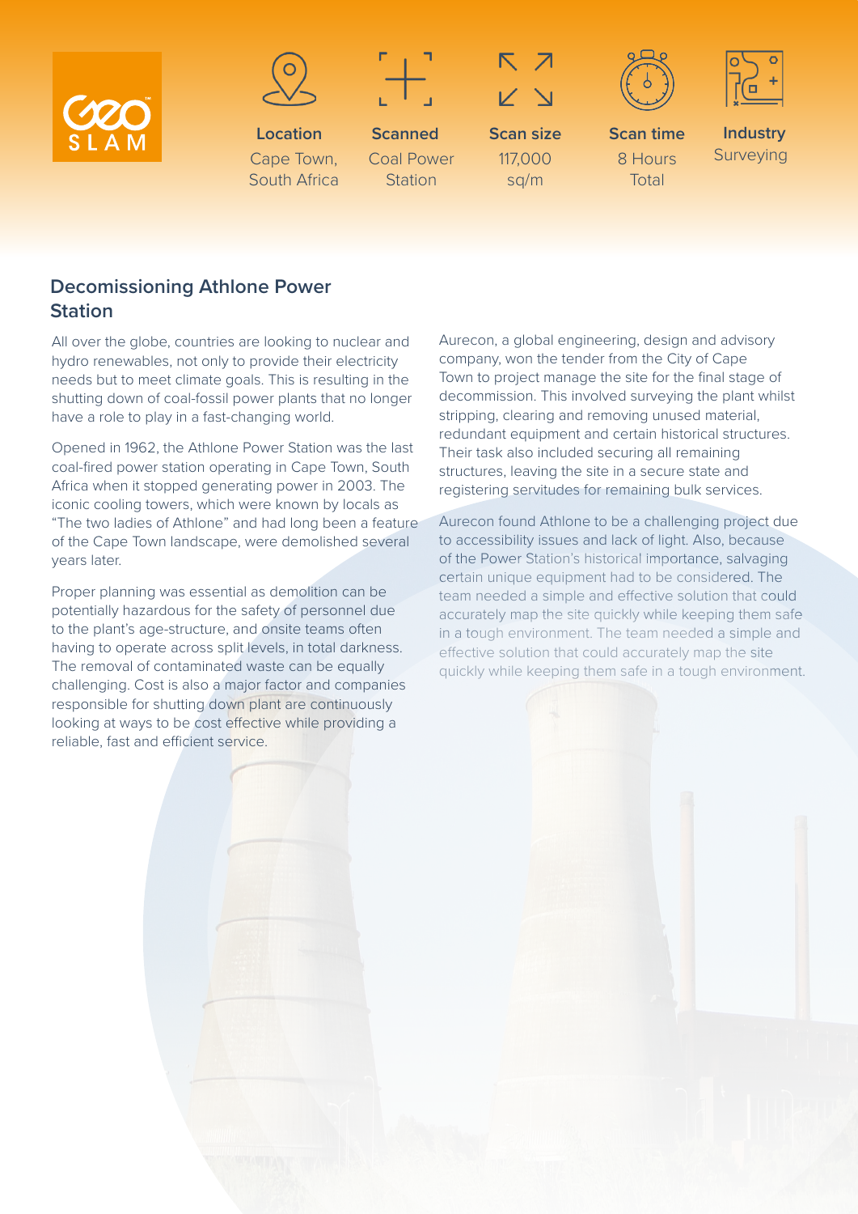GeoSLAM

| Location | Scanned | Scan size | Scan time | Industry |
| --- | --- | --- | --- | --- |
| Cape Town, South Africa | Coal Power Station | 117,000 sq/m | 8 Hours Total | Surveying |

## Decomissioning Athlone Power Station

All over the globe, countries are looking to nuclear and hydro renewables, not only to provide their electricity needs but to meet climate goals. This is resulting in the shutting down of coal-fossil power plants that no longer have a role to play in a fast-changing world.

Opened in 1962, the Athlone Power Station was the last coal-fired power station operating in Cape Town, South Africa when it stopped generating power in 2003. The iconic cooling towers, which were known by locals as "The two ladies of Athlone" and had long been a feature of the Cape Town landscape, were demolished several years later.

Proper planning was essential as demolition can be potentially hazardous for the safety of personnel due to the plant's age-structure, and onsite teams often having to operate across split levels, in total darkness. The removal of contaminated waste can be equally challenging. Cost is also a major factor and companies responsible for shutting down plant are continuously looking at ways to be cost effective while providing a reliable, fast and efficient service.

Aurecon, a global engineering, design and advisory company, won the tender from the City of Cape Town to project manage the site for the final stage of decommission. This involved surveying the plant whilst stripping, clearing and removing unused material, redundant equipment and certain historical structures. Their task also included securing all remaining structures, leaving the site in a secure state and registering servitudes for remaining bulk services.

Aurecon found Athlone to be a challenging project due to accessibility issues and lack of light. Also, because of the Power Station's historical importance, salvaging certain unique equipment had to be considered. The team needed a simple and effective solution that could accurately map the site quickly while keeping them safe in a tough environment. The team needed a simple and effective solution that could accurately map the site quickly while keeping them safe in a tough environment.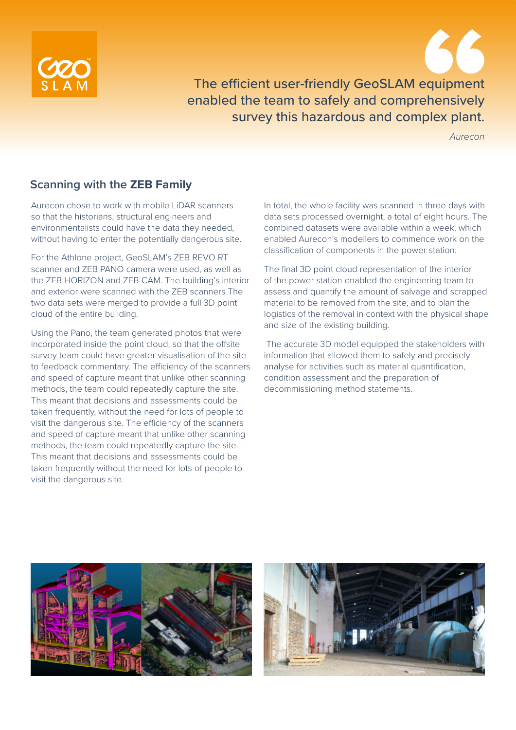The efficient user-friendly GeoSLAM equipment enabled the team to safely and comprehensively survey this hazardous and complex plant.

*Aurecon*

## Scanning with the **ZEB Family**

Aurecon chose to work with mobile LiDAR scanners so that the historians, structural engineers and environmentalists could have the data they needed, without having to enter the potentially dangerous site.

For the Athlone project, GeoSLAM's ZEB REVO RT scanner and ZEB PANO camera were used, as well as the ZEB HORIZON and ZEB CAM. The building's interior and exterior were scanned with the ZEB scanners The two data sets were merged to provide a full 3D point cloud of the entire building.

Using the Pano, the team generated photos that were incorporated inside the point cloud, so that the offsite survey team could have greater visualisation of the site to feedback commentary. The efficiency of the scanners and speed of capture meant that unlike other scanning methods, the team could repeatedly capture the site. This meant that decisions and assessments could be taken frequently, without the need for lots of people to visit the dangerous site. The efficiency of the scanners and speed of capture meant that unlike other scanning methods, the team could repeatedly capture the site. This meant that decisions and assessments could be taken frequently without the need for lots of people to visit the dangerous site.

In total, the whole facility was scanned in three days with data sets processed overnight, a total of eight hours. The combined datasets were available within a week, which enabled Aurecon's modellers to commence work on the classification of components in the power station.

The final 3D point cloud representation of the interior of the power station enabled the engineering team to assess and quantify the amount of salvage and scrapped material to be removed from the site, and to plan the logistics of the removal in context with the physical shape and size of the existing building.

The accurate 3D model equipped the stakeholders with information that allowed them to safely and precisely analyse for activities such as material quantification, condition assessment and the preparation of decommissioning method statements.